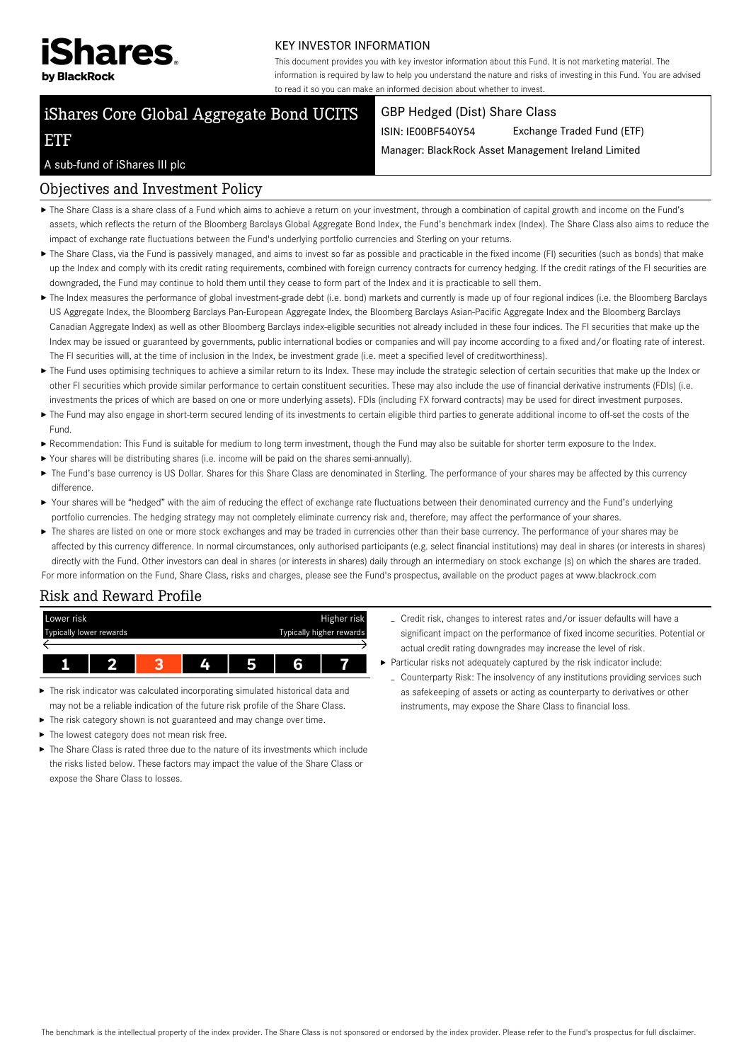iShares by BlackRock

KEY INVESTOR INFORMATION

This document provides you with key investor information about this Fund. It is not marketing material. The information is required by law to help you understand the nature and risks of investing in this Fund. You are advised to read it so you can make an informed decision about whether to invest.

# iShares Core Global Aggregate Bond UCITS ETF

A sub-fund of iShares III plc

GBP Hedged (Dist) Share Class

ISIN: IE00BF540Y54 Exchange Traded Fund (ETF)

Manager: BlackRock Asset Management Ireland Limited

## Objectives and Investment Policy

- The Share Class is a share class of a Fund which aims to achieve a return on your investment, through a combination of capital growth and income on the Fund's assets, which reflects the return of the Bloomberg Barclays Global Aggregate Bond Index, the Fund's benchmark index (Index). The Share Class also aims to reduce the impact of exchange rate fluctuations between the Fund's underlying portfolio currencies and Sterling on your returns.
- The Share Class, via the Fund is passively managed, and aims to invest so far as possible and practicable in the fixed income (FI) securities (such as bonds) that make up the Index and comply with its credit rating requirements, combined with foreign currency contracts for currency hedging. If the credit ratings of the FI securities are downgraded, the Fund may continue to hold them until they cease to form part of the Index and it is practicable to sell them.
- The Index measures the performance of global investment-grade debt (i.e. bond) markets and currently is made up of four regional indices (i.e. the Bloomberg Barclays US Aggregate Index, the Bloomberg Barclays Pan-European Aggregate Index, the Bloomberg Barclays Asian-Pacific Aggregate Index and the Bloomberg Barclays Canadian Aggregate Index) as well as other Bloomberg Barclays index-eligible securities not already included in these four indices. The FI securities that make up the Index may be issued or guaranteed by governments, public international bodies or companies and will pay income according to a fixed and/or floating rate of interest. The FI securities will, at the time of inclusion in the Index, be investment grade (i.e. meet a specified level of creditworthiness).
- The Fund uses optimising techniques to achieve a similar return to its Index. These may include the strategic selection of certain securities that make up the Index or other FI securities which provide similar performance to certain constituent securities. These may also include the use of financial derivative instruments (FDIs) (i.e. investments the prices of which are based on one or more underlying assets). FDIs (including FX forward contracts) may be used for direct investment purposes.
- The Fund may also engage in short-term secured lending of its investments to certain eligible third parties to generate additional income to off-set the costs of the Fund.
- Recommendation: This Fund is suitable for medium to long term investment, though the Fund may also be suitable for shorter term exposure to the Index.
- Your shares will be distributing shares (i.e. income will be paid on the shares semi-annually).
- The Fund's base currency is US Dollar. Shares for this Share Class are denominated in Sterling. The performance of your shares may be affected by this currency difference.
- Your shares will be "hedged" with the aim of reducing the effect of exchange rate fluctuations between their denominated currency and the Fund's underlying portfolio currencies. The hedging strategy may not completely eliminate currency risk and, therefore, may affect the performance of your shares.
- The shares are listed on one or more stock exchanges and may be traded in currencies other than their base currency. The performance of your shares may be affected by this currency difference. In normal circumstances, only authorised participants (e.g. select financial institutions) may deal in shares (or interests in shares) directly with the Fund. Other investors can deal in shares (or interests in shares) daily through an intermediary on stock exchange (s) on which the shares are traded.

For more information on the Fund, Share Class, risks and charges, please see the Fund's prospectus, available on the product pages at www.blackrock.com

## Risk and Reward Profile

| Lower risk | | | | | | Higher risk |
|---|---|---|---|---|---|---|
| Typically lower rewards | | | | | | Typically higher rewards |
| 1 | 2 | **3** | 4 | 5 | 6 | 7 |

- The risk indicator was calculated incorporating simulated historical data and may not be a reliable indication of the future risk profile of the Share Class.
- The risk category shown is not guaranteed and may change over time.
- The lowest category does not mean risk free.
- The Share Class is rated three due to the nature of its investments which include the risks listed below. These factors may impact the value of the Share Class or expose the Share Class to losses.
  - Credit risk, changes to interest rates and/or issuer defaults will have a significant impact on the performance of fixed income securities. Potential or actual credit rating downgrades may increase the level of risk.
- Particular risks not adequately captured by the risk indicator include:
  - Counterparty Risk: The insolvency of any institutions providing services such as safekeeping of assets or acting as counterparty to derivatives or other instruments, may expose the Share Class to financial loss.

The benchmark is the intellectual property of the index provider. The Share Class is not sponsored or endorsed by the index provider. Please refer to the Fund's prospectus for full disclaimer.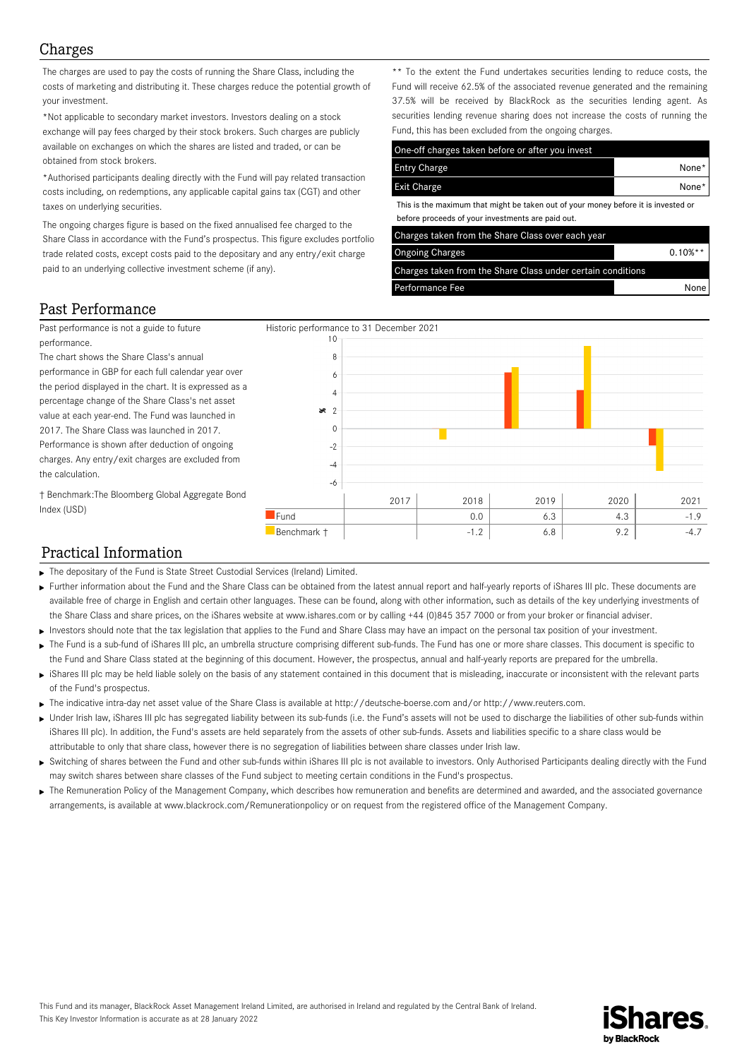## Charges

The charges are used to pay the costs of running the Share Class, including the costs of marketing and distributing it. These charges reduce the potential growth of your investment.

*Not applicable to secondary market investors. Investors dealing on a stock exchange will pay fees charged by their stock brokers. Such charges are publicly available on exchanges on which the shares are listed and traded, or can be obtained from stock brokers.

*Authorised participants dealing directly with the Fund will pay related transaction costs including, on redemptions, any applicable capital gains tax (CGT) and other taxes on underlying securities.

The ongoing charges figure is based on the fixed annualised fee charged to the Share Class in accordance with the Fund's prospectus. This figure excludes portfolio trade related costs, except costs paid to the depositary and any entry/exit charge paid to an underlying collective investment scheme (if any).

** To the extent the Fund undertakes securities lending to reduce costs, the Fund will receive 62.5% of the associated revenue generated and the remaining 37.5% will be received by BlackRock as the securities lending agent. As securities lending revenue sharing does not increase the costs of running the Fund, this has been excluded from the ongoing charges.

| One-off charges taken before or after you invest | |
|---|---|
| Entry Charge | None* |
| Exit Charge | None* |

This is the maximum that might be taken out of your money before it is invested or before proceeds of your investments are paid out.

| Charges taken from the Share Class over each year | |
|---|---|
| Ongoing Charges | 0.10%** |
| **Charges taken from the Share Class under certain conditions** | |
| Performance Fee | None |

## Past Performance

Past performance is not a guide to future performance.

The chart shows the Share Class's annual performance in GBP for each full calendar year over the period displayed in the chart. It is expressed as a percentage change of the Share Class's net asset value at each year-end. The Fund was launched in 2017. The Share Class was launched in 2017.

Performance is shown after deduction of ongoing charges. Any entry/exit charges are excluded from the calculation.

† Benchmark:The Bloomberg Global Aggregate Bond Index (USD)

Historic performance to 31 December 2021

%

10
8
6
4
2
0
-2
-4
-6

| | 2017 | 2018 | 2019 | 2020 | 2021 |
|---|---|---|---|---|---|
| Fund | | 0.0 | 6.3 | 4.3 | -1.9 |
| Benchmark † | | -1.2 | 6.8 | 9.2 | -4.7 |

## Practical Information

- The depositary of the Fund is State Street Custodial Services (Ireland) Limited.
- Further information about the Fund and the Share Class can be obtained from the latest annual report and half-yearly reports of iShares III plc. These documents are available free of charge in English and certain other languages. These can be found, along with other information, such as details of the key underlying investments of the Share Class and share prices, on the iShares website at www.ishares.com or by calling +44 (0)845 357 7000 or from your broker or financial adviser.
- Investors should note that the tax legislation that applies to the Fund and Share Class may have an impact on the personal tax position of your investment.
- The Fund is a sub-fund of iShares III plc, an umbrella structure comprising different sub-funds. The Fund has one or more share classes. This document is specific to the Fund and Share Class stated at the beginning of this document. However, the prospectus, annual and half-yearly reports are prepared for the umbrella.
- iShares III plc may be held liable solely on the basis of any statement contained in this document that is misleading, inaccurate or inconsistent with the relevant parts of the Fund's prospectus.
- The indicative intra-day net asset value of the Share Class is available at http://deutsche-boerse.com and/or http://www.reuters.com.
- Under Irish law, iShares III plc has segregated liability between its sub-funds (i.e. the Fund's assets will not be used to discharge the liabilities of other sub-funds within iShares III plc). In addition, the Fund's assets are held separately from the assets of other sub-funds. Assets and liabilities specific to a share class would be attributable to only that share class, however there is no segregation of liabilities between share classes under Irish law.
- Switching of shares between the Fund and other sub-funds within iShares III plc is not available to investors. Only Authorised Participants dealing directly with the Fund may switch shares between share classes of the Fund subject to meeting certain conditions in the Fund's prospectus.
- The Remuneration Policy of the Management Company, which describes how remuneration and benefits are determined and awarded, and the associated governance arrangements, is available at www.blackrock.com/Remunerationpolicy or on request from the registered office of the Management Company.

This Fund and its manager, BlackRock Asset Management Ireland Limited, are authorised in Ireland and regulated by the Central Bank of Ireland.
This Key Investor Information is accurate as at 28 January 2022